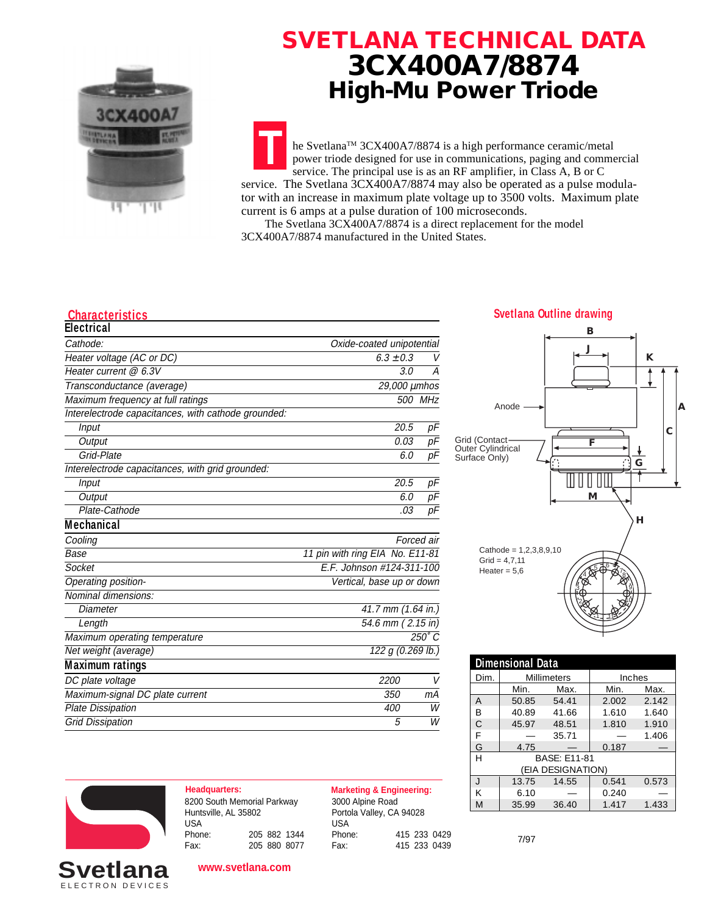# SVETLANA TECHNICAL DATA
# 3CX400A7/8874
## High-Mu Power Triode

The Svetlana™ 3CX400A7/8874 is a high performance ceramic/metal power triode designed for use in communications, paging and commercial service. The principal use is as an RF amplifier, in Class A, B or C service. The Svetlana 3CX400A7/8874 may also be operated as a pulse modulator with an increase in maximum plate voltage up to 3500 volts. Maximum plate current is 6 amps at a pulse duration of 100 microseconds.

The Svetlana 3CX400A7/8874 is a direct replacement for the model 3CX400A7/8874 manufactured in the United States.

## Characteristics

### Electrical

| | | |
|---|---|---|
| *Cathode:* | *Oxide-coated unipotential* | |
| *Heater voltage (AC or DC)* | *6.3 ±0.3* | *V* |
| *Heater current @ 6.3V* | *3.0* | *A* |
| *Transconductance (average)* | *29,000 µmhos* | |
| *Maximum frequency at full ratings* | *500* | *MHz* |
| *Interelectrode capacitances, with cathode grounded:* | | |
| *Input* | *20.5* | *pF* |
| *Output* | *0.03* | *pF* |
| *Grid-Plate* | *6.0* | *pF* |
| *Interelectrode capacitances, with grid grounded:* | | |
| *Input* | *20.5* | *pF* |
| *Output* | *6.0* | *pF* |
| *Plate-Cathode* | *.03* | *pF* |

### Mechanical

| | |
|---|---|
| *Cooling* | *Forced air* |
| *Base* | *11 pin with ring EIA No. E11-81* |
| *Socket* | *E.F. Johnson #124-311-100* |
| *Operating position-* | *Vertical, base up or down* |
| *Nominal dimensions:* | |
| *Diameter* | *41.7 mm (1.64 in.)* |
| *Length* | *54.6 mm ( 2.15 in)* |
| *Maximum operating temperature* | *250° C* |
| *Net weight (average)* | *122 g (0.269 lb.)* |

### Maximum ratings

| | | |
|---|---|---|
| *DC plate voltage* | *2200* | *V* |
| *Maximum-signal DC plate current* | *350* | *mA* |
| *Plate Dissipation* | *400* | *W* |
| *Grid Dissipation* | *5* | *W* |

## Svetlana Outline drawing

Anode

Grid (Contact Outer Cylindrical Surface Only)

Cathode = 1,2,3,8,9,10
Grid = 4,7,11
Heater = 5,6

## Dimensional Data

| Dim. | Millimeters Min. | Millimeters Max. | Inches Min. | Inches Max. |
|---|---|---|---|---|
| A | 50.85 | 54.41 | 2.002 | 2.142 |
| B | 40.89 | 41.66 | 1.610 | 1.640 |
| C | 45.97 | 48.51 | 1.810 | 1.910 |
| F | — | 35.71 | — | 1.406 |
| G | 4.75 | — | 0.187 | — |
| H | BASE: E11-81 (EIA DESIGNATION) | | | |
| J | 13.75 | 14.55 | 0.541 | 0.573 |
| K | 6.10 | — | 0.240 | — |
| M | 35.99 | 36.40 | 1.417 | 1.433 |

**Headquarters:**
8200 South Memorial Parkway
Huntsville, AL 35802
USA
Phone: 205 882 1344
Fax: 205 880 8077

**Marketing & Engineering:**
3000 Alpine Road
Portola Valley, CA 94028
USA
Phone: 415 233 0429
Fax: 415 233 0439

7/97

**Svetlana** ELECTRON DEVICES

www.svetlana.com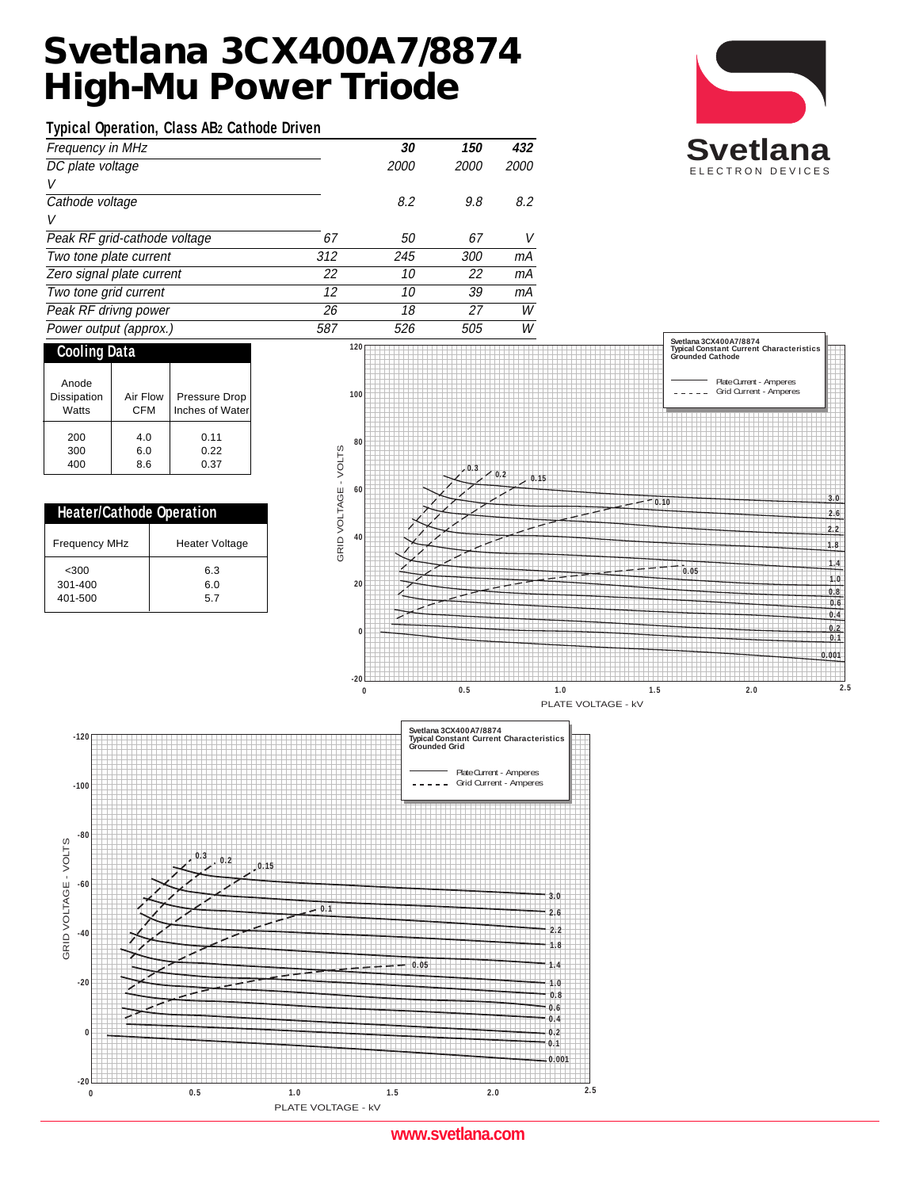# Svetlana 3CX400A7/8874
# High-Mu Power Triode

**Svetlana**
ELECTRON DEVICES

### Typical Operation, Class AB2 Cathode Driven

| Frequency in MHz | | 30 | 150 | 432 |
|---|---|---|---|---|
| DC plate voltage V | | 2000 | 2000 | 2000 |
| Cathode voltage V | | 8.2 | 9.8 | 8.2 |
| Peak RF grid-cathode voltage | 67 | 50 | 67 | V |
| Two tone plate current | 312 | 245 | 300 | mA |
| Zero signal plate current | 22 | 10 | 22 | mA |
| Two tone grid current | 12 | 10 | 39 | mA |
| Peak RF drivng power | 26 | 18 | 27 | W |
| Power output (approx.) | 587 | 526 | 505 | W |

### Cooling Data

| Anode Dissipation Watts | Air Flow CFM | Pressure Drop Inches of Water |
|---|---|---|
| 200 | 4.0 | 0.11 |
| 300 | 6.0 | 0.22 |
| 400 | 8.6 | 0.37 |

### Heater/Cathode Operation

| Frequency MHz | Heater Voltage |
|---|---|
| <300 | 6.3 |
| 301-400 | 6.0 |
| 401-500 | 5.7 |

Svetlana 3CX400A7/8874
Typical Constant Current Characteristics
Grounded Cathode

Plate Current - Amperes
Grid Current - Amperes

GRID VOLTAGE - VOLTS
120, 100, 80, 60, 40, 20, 0, -20

PLATE VOLTAGE - kV
0, 0.5, 1.0, 1.5, 2.0, 2.5

0.3, 0.2, 0.15, 0.10, 0.05
3.0, 2.6, 2.2, 1.8, 1.4, 1.0, 0.8, 0.6, 0.4, 0.2, 0.1, 0.001

Svetlana 3CX400A7/8874
Typical Constant Current Characteristics
Grounded Grid

Plate Current - Amperes
Grid Current - Amperes

GRID VOLTAGE - VOLTS
-120, -100, -80, -60, -40, -20, 0, -20

PLATE VOLTAGE - kV
0, 0.5, 1.0, 1.5, 2.0, 2.5

0.3, 0.2, 0.15, 0.1, 0.05
3.0, 2.6, 2.2, 1.8, 1.4, 1.0, 0.8, 0.6, 0.4, 0.2, 0.1, 0.001

www.svetlana.com